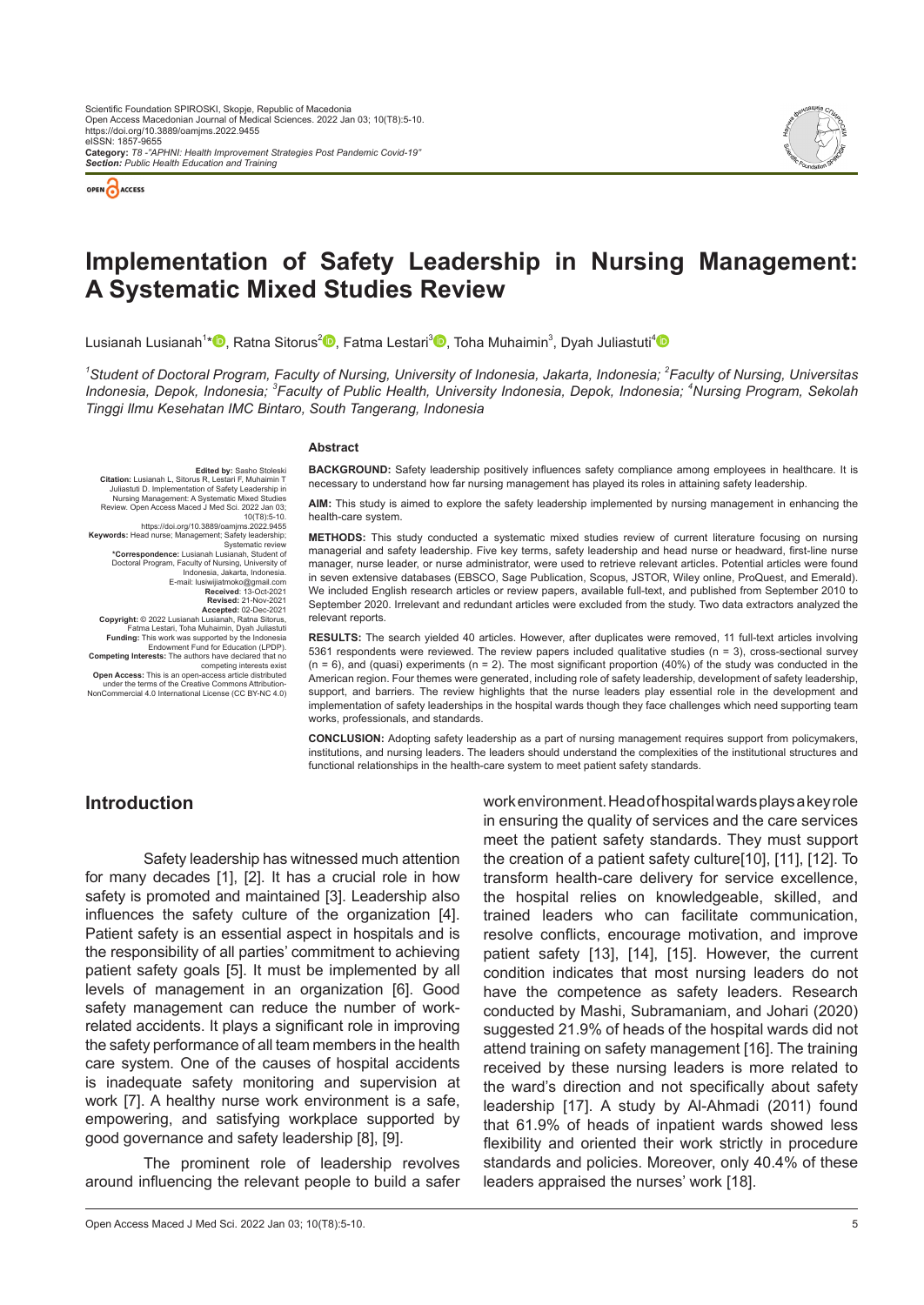Scientific Foundation SPIROSKI, Skopje, Republic of Macedonia
Open Access Macedonian Journal of Medical Sciences. 2022 Jan 03; 10(T8):5-10.
https://doi.org/10.3889/oamjms.2022.9455
eISSN: 1857-9655
**Category:** *T8 -"APHNI: Health Improvement Strategies Post Pandemic Covid-19"*
***Section:*** *Public Health Education and Training*

# Implementation of Safety Leadership in Nursing Management: A Systematic Mixed Studies Review

Lusianah Lusianah[1]*, Ratna Sitorus[2], Fatma Lestari[3], Toha Muhaimin[3], Dyah Juliastuti[4]

*[1]Student of Doctoral Program, Faculty of Nursing, University of Indonesia, Jakarta, Indonesia; [2]Faculty of Nursing, Universitas Indonesia, Depok, Indonesia; [3]Faculty of Public Health, University Indonesia, Depok, Indonesia; [4]Nursing Program, Sekolah Tinggi Ilmu Kesehatan IMC Bintaro, South Tangerang, Indonesia*

**Edited by:** Sasho Stoleski
**Citation:** Lusianah L, Sitorus R, Lestari F, Muhaimin T, Juliastuti D. Implementation of Safety Leadership in Nursing Management: A Systematic Mixed Studies Review. Open Access Maced J Med Sci. 2022 Jan 03; 10(T8):5-10. https://doi.org/10.3889/oamjms.2022.9455
**Keywords:** Head nurse; Management; Safety leadership; Systematic review
***Correspondence:** Lusianah Lusianah, Student of Doctoral Program, Faculty of Nursing, University of Indonesia, Jakarta, Indonesia. E-mail: lusiwijiatmoko@gmail.com
**Received:** 13-Oct-2021
**Revised:** 21-Nov-2021
**Accepted:** 02-Dec-2021
**Copyright:** © 2022 Lusianah Lusianah, Ratna Sitorus, Fatma Lestari, Toha Muhaimin, Dyah Juliastuti
**Funding:** This work was supported by the Indonesia Endowment Fund for Education (LPDP).
**Competing Interests:** The authors have declared that no competing interests exist
**Open Access:** This is an open-access article distributed under the terms of the Creative Commons Attribution-NonCommercial 4.0 International License (CC BY-NC 4.0)

## Abstract

**BACKGROUND:** Safety leadership positively influences safety compliance among employees in healthcare. It is necessary to understand how far nursing management has played its roles in attaining safety leadership.

**AIM:** This study is aimed to explore the safety leadership implemented by nursing management in enhancing the health-care system.

**METHODS:** This study conducted a systematic mixed studies review of current literature focusing on nursing managerial and safety leadership. Five key terms, safety leadership and head nurse or headward, first-line nurse manager, nurse leader, or nurse administrator, were used to retrieve relevant articles. Potential articles were found in seven extensive databases (EBSCO, Sage Publication, Scopus, JSTOR, Wiley online, ProQuest, and Emerald). We included English research articles or review papers, available full-text, and published from September 2010 to September 2020. Irrelevant and redundant articles were excluded from the study. Two data extractors analyzed the relevant reports.

**RESULTS:** The search yielded 40 articles. However, after duplicates were removed, 11 full-text articles involving 5361 respondents were reviewed. The review papers included qualitative studies (n = 3), cross-sectional survey (n = 6), and (quasi) experiments (n = 2). The most significant proportion (40%) of the study was conducted in the American region. Four themes were generated, including role of safety leadership, development of safety leadership, support, and barriers. The review highlights that the nurse leaders play essential role in the development and implementation of safety leaderships in the hospital wards though they face challenges which need supporting team works, professionals, and standards.

**CONCLUSION:** Adopting safety leadership as a part of nursing management requires support from policymakers, institutions, and nursing leaders. The leaders should understand the complexities of the institutional structures and functional relationships in the health-care system to meet patient safety standards.

## Introduction

Safety leadership has witnessed much attention for many decades [1], [2]. It has a crucial role in how safety is promoted and maintained [3]. Leadership also influences the safety culture of the organization [4]. Patient safety is an essential aspect in hospitals and is the responsibility of all parties' commitment to achieving patient safety goals [5]. It must be implemented by all levels of management in an organization [6]. Good safety management can reduce the number of work-related accidents. It plays a significant role in improving the safety performance of all team members in the health care system. One of the causes of hospital accidents is inadequate safety monitoring and supervision at work [7]. A healthy nurse work environment is a safe, empowering, and satisfying workplace supported by good governance and safety leadership [8], [9].

The prominent role of leadership revolves around influencing the relevant people to build a safer work environment. Head of hospital wards plays a key role in ensuring the quality of services and the care services meet the patient safety standards. They must support the creation of a patient safety culture[10], [11], [12]. To transform health-care delivery for service excellence, the hospital relies on knowledgeable, skilled, and trained leaders who can facilitate communication, resolve conflicts, encourage motivation, and improve patient safety [13], [14], [15]. However, the current condition indicates that most nursing leaders do not have the competence as safety leaders. Research conducted by Mashi, Subramaniam, and Johari (2020) suggested 21.9% of heads of the hospital wards did not attend training on safety management [16]. The training received by these nursing leaders is more related to the ward's direction and not specifically about safety leadership [17]. A study by Al-Ahmadi (2011) found that 61.9% of heads of inpatient wards showed less flexibility and oriented their work strictly in procedure standards and policies. Moreover, only 40.4% of these leaders appraised the nurses' work [18].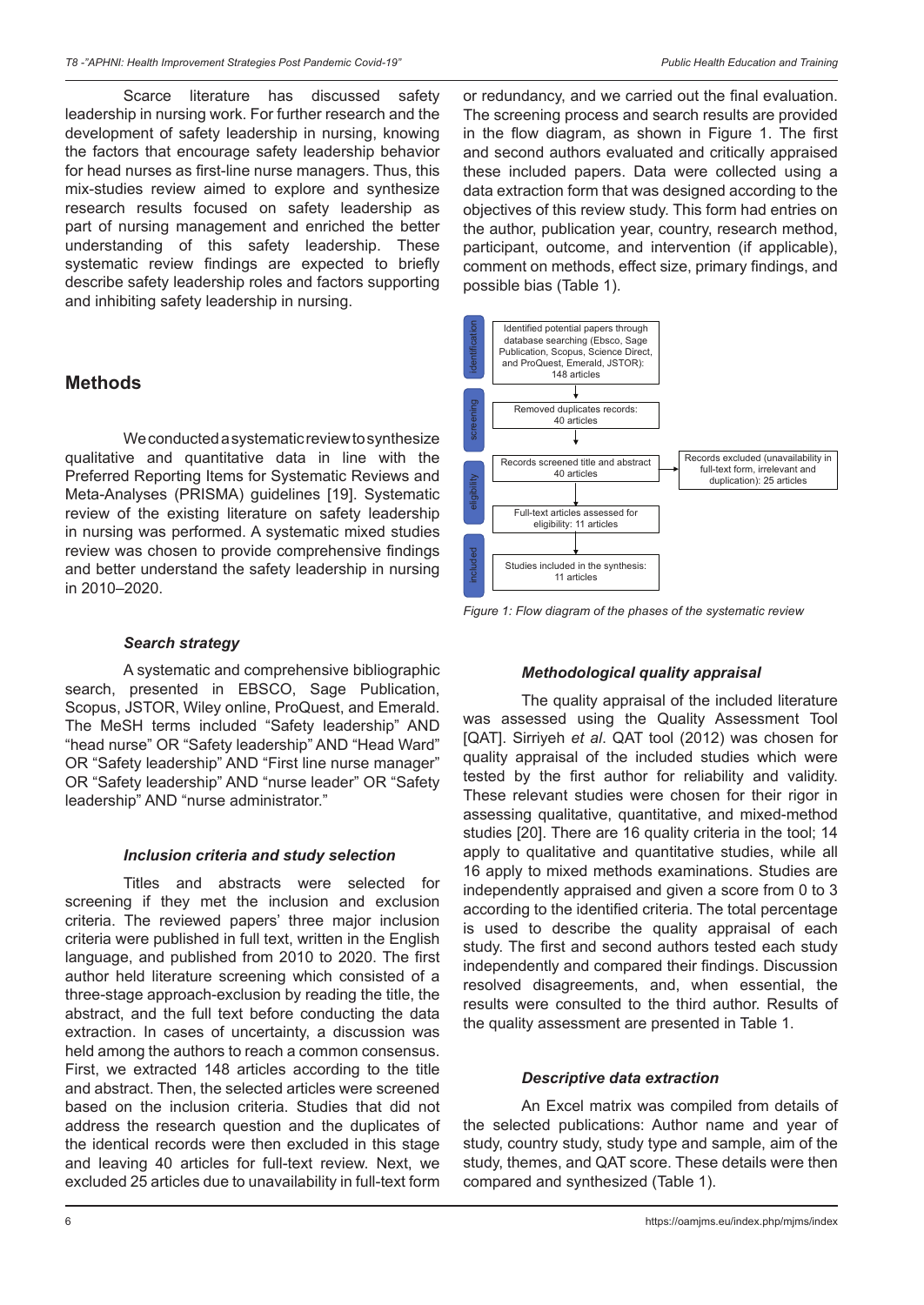Scarce literature has discussed safety leadership in nursing work. For further research and the development of safety leadership in nursing, knowing the factors that encourage safety leadership behavior for head nurses as first-line nurse managers. Thus, this mix-studies review aimed to explore and synthesize research results focused on safety leadership as part of nursing management and enriched the better understanding of this safety leadership. These systematic review findings are expected to briefly describe safety leadership roles and factors supporting and inhibiting safety leadership in nursing.

## Methods

We conducted a systematic review to synthesize qualitative and quantitative data in line with the Preferred Reporting Items for Systematic Reviews and Meta-Analyses (PRISMA) guidelines [19]. Systematic review of the existing literature on safety leadership in nursing was performed. A systematic mixed studies review was chosen to provide comprehensive findings and better understand the safety leadership in nursing in 2010–2020.

### *Search strategy*

A systematic and comprehensive bibliographic search, presented in EBSCO, Sage Publication, Scopus, JSTOR, Wiley online, ProQuest, and Emerald. The MeSH terms included "Safety leadership" AND "head nurse" OR "Safety leadership" AND "Head Ward" OR "Safety leadership" AND "First line nurse manager" OR "Safety leadership" AND "nurse leader" OR "Safety leadership" AND "nurse administrator."

### *Inclusion criteria and study selection*

Titles and abstracts were selected for screening if they met the inclusion and exclusion criteria. The reviewed papers' three major inclusion criteria were published in full text, written in the English language, and published from 2010 to 2020. The first author held literature screening which consisted of a three-stage approach-exclusion by reading the title, the abstract, and the full text before conducting the data extraction. In cases of uncertainty, a discussion was held among the authors to reach a common consensus. First, we extracted 148 articles according to the title and abstract. Then, the selected articles were screened based on the inclusion criteria. Studies that did not address the research question and the duplicates of the identical records were then excluded in this stage and leaving 40 articles for full-text review. Next, we excluded 25 articles due to unavailability in full-text form or redundancy, and we carried out the final evaluation. The screening process and search results are provided in the flow diagram, as shown in Figure 1. The first and second authors evaluated and critically appraised these included papers. Data were collected using a data extraction form that was designed according to the objectives of this review study. This form had entries on the author, publication year, country, research method, participant, outcome, and intervention (if applicable), comment on methods, effect size, primary findings, and possible bias (Table 1).

- **identification**: Identified potential papers through database searching (Ebsco, Sage Publication, Scopus, Science Direct, and ProQuest, Emerald, JSTOR): 148 articles
- **screening**: Removed duplicates records: 40 articles
- **eligibility**: Records screened title and abstract 40 articles → Records excluded (unavailability in full-text form, irrelevant and duplication): 25 articles
- Full-text articles assessed for eligibility: 11 articles
- **included**: Studies included in the synthesis: 11 articles

*Figure 1: Flow diagram of the phases of the systematic review*

### *Methodological quality appraisal*

The quality appraisal of the included literature was assessed using the Quality Assessment Tool [QAT]. Sirriyeh *et al*. QAT tool (2012) was chosen for quality appraisal of the included studies which were tested by the first author for reliability and validity. These relevant studies were chosen for their rigor in assessing qualitative, quantitative, and mixed-method studies [20]. There are 16 quality criteria in the tool; 14 apply to qualitative and quantitative studies, while all 16 apply to mixed methods examinations. Studies are independently appraised and given a score from 0 to 3 according to the identified criteria. The total percentage is used to describe the quality appraisal of each study. The first and second authors tested each study independently and compared their findings. Discussion resolved disagreements, and, when essential, the results were consulted to the third author. Results of the quality assessment are presented in Table 1.

### *Descriptive data extraction*

An Excel matrix was compiled from details of the selected publications: Author name and year of study, country study, study type and sample, aim of the study, themes, and QAT score. These details were then compared and synthesized (Table 1).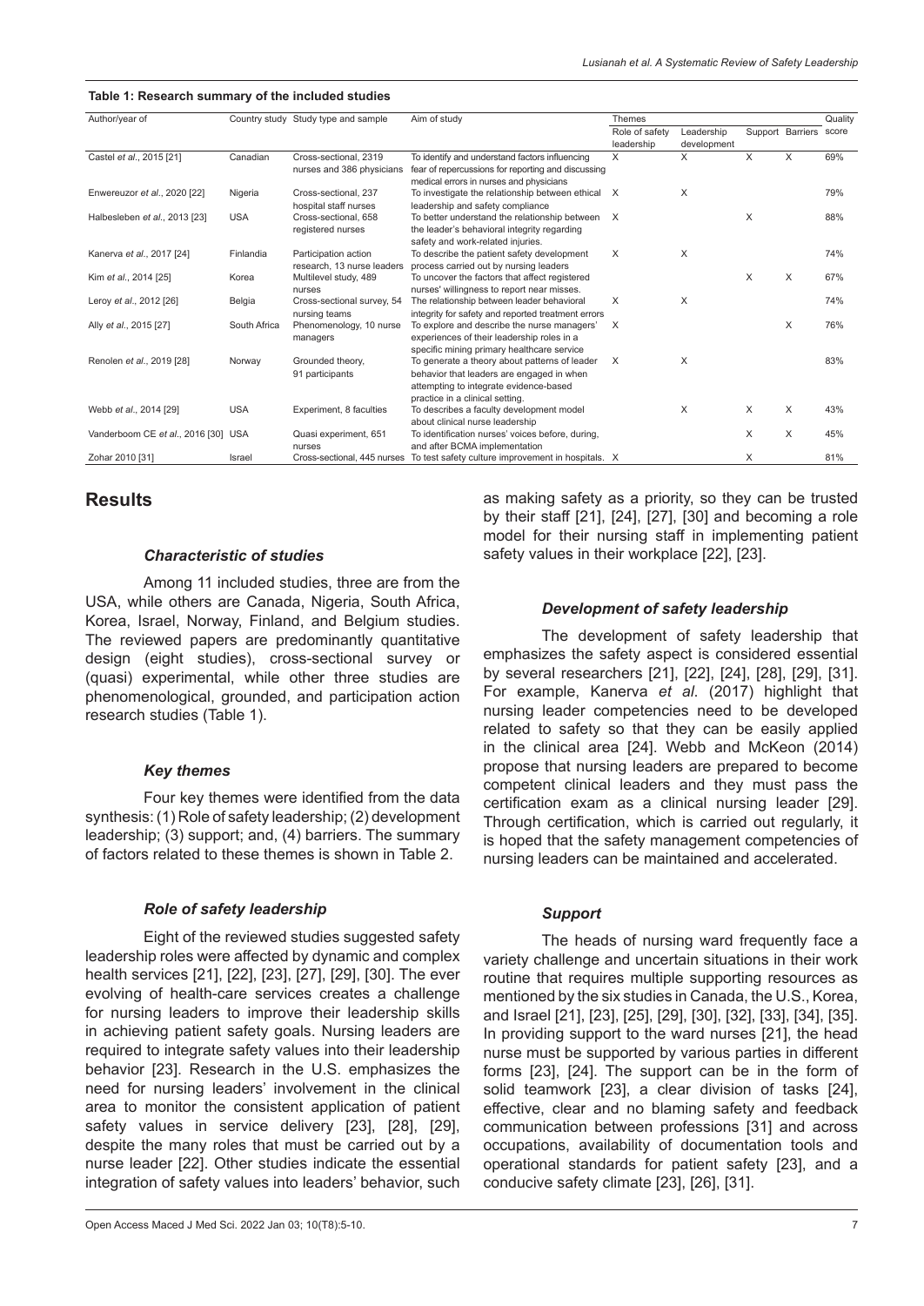**Table 1: Research summary of the included studies**

| Author/year of | Country study | Study type and sample | Aim of study | Themes | | | | Quality score |
|---|---|---|---|---|---|---|---|---|
| | | | | Role of safety leadership | Leadership development | Support | Barriers | |
| Castel *et al.*, 2015 [21] | Canadian | Cross-sectional, 2319 nurses and 386 physicians | To identify and understand factors influencing fear of repercussions for reporting and discussing medical errors in nurses and physicians | X | X | X | X | 69% |
| Enwereuzor *et al.*, 2020 [22] | Nigeria | Cross-sectional, 237 hospital staff nurses | To investigate the relationship between ethical leadership and safety compliance | X | X | | | 79% |
| Halbesleben *et al.*, 2013 [23] | USA | Cross-sectional, 658 registered nurses | To better understand the relationship between the leader's behavioral integrity regarding safety and work-related injuries. | X | | X | | 88% |
| Kanerva *et al.*, 2017 [24] | Finlandia | Participation action research, 13 nurse leaders | To describe the patient safety development process carried out by nursing leaders | X | X | | | 74% |
| Kim *et al.*, 2014 [25] | Korea | Multilevel study, 489 nurses | To uncover the factors that affect registered nurses' willingness to report near misses. | | | X | X | 67% |
| Leroy *et al.*, 2012 [26] | Belgia | Cross-sectional survey, 54 nursing teams | The relationship between leader behavioral integrity for safety and reported treatment errors | X | X | | | 74% |
| Ally *et al.*, 2015 [27] | South Africa | Phenomenology, 10 nurse managers | To explore and describe the nurse managers' experiences of their leadership roles in a specific mining primary healthcare service | X | | | X | 76% |
| Renolen *et al.*, 2019 [28] | Norway | Grounded theory, 91 participants | To generate a theory about patterns of leader behavior that leaders are engaged in when attempting to integrate evidence-based practice in a clinical setting. | X | X | | | 83% |
| Webb *et al.*, 2014 [29] | USA | Experiment, 8 faculties | To describes a faculty development model about clinical nurse leadership | | X | X | X | 43% |
| Vanderboom CE *et al.*, 2016 [30] | USA | Quasi experiment, 651 nurses | To identification nurses' voices before, during, and after BCMA implementation | | | X | X | 45% |
| Zohar 2010 [31] | Israel | Cross-sectional, 445 nurses | To test safety culture improvement in hospitals. | X | | X | | 81% |

## Results

### *Characteristic of studies*

Among 11 included studies, three are from the USA, while others are Canada, Nigeria, South Africa, Korea, Israel, Norway, Finland, and Belgium studies. The reviewed papers are predominantly quantitative design (eight studies), cross-sectional survey or (quasi) experimental, while other three studies are phenomenological, grounded, and participation action research studies (Table 1).

### *Key themes*

Four key themes were identified from the data synthesis: (1) Role of safety leadership; (2) development leadership; (3) support; and, (4) barriers. The summary of factors related to these themes is shown in Table 2.

### *Role of safety leadership*

Eight of the reviewed studies suggested safety leadership roles were affected by dynamic and complex health services [21], [22], [23], [27], [29], [30]. The ever evolving of health-care services creates a challenge for nursing leaders to improve their leadership skills in achieving patient safety goals. Nursing leaders are required to integrate safety values into their leadership behavior [23]. Research in the U.S. emphasizes the need for nursing leaders' involvement in the clinical area to monitor the consistent application of patient safety values in service delivery [23], [28], [29], despite the many roles that must be carried out by a nurse leader [22]. Other studies indicate the essential integration of safety values into leaders' behavior, such as making safety as a priority, so they can be trusted by their staff [21], [24], [27], [30] and becoming a role model for their nursing staff in implementing patient safety values in their workplace [22], [23].

### *Development of safety leadership*

The development of safety leadership that emphasizes the safety aspect is considered essential by several researchers [21], [22], [24], [28], [29], [31]. For example, Kanerva *et al.* (2017) highlight that nursing leader competencies need to be developed related to safety so that they can be easily applied in the clinical area [24]. Webb and McKeon (2014) propose that nursing leaders are prepared to become competent clinical leaders and they must pass the certification exam as a clinical nursing leader [29]. Through certification, which is carried out regularly, it is hoped that the safety management competencies of nursing leaders can be maintained and accelerated.

### *Support*

The heads of nursing ward frequently face a variety challenge and uncertain situations in their work routine that requires multiple supporting resources as mentioned by the six studies in Canada, the U.S., Korea, and Israel [21], [23], [25], [29], [30], [32], [33], [34], [35]. In providing support to the ward nurses [21], the head nurse must be supported by various parties in different forms [23], [24]. The support can be in the form of solid teamwork [23], a clear division of tasks [24], effective, clear and no blaming safety and feedback communication between professions [31] and across occupations, availability of documentation tools and operational standards for patient safety [23], and a conducive safety climate [23], [26], [31].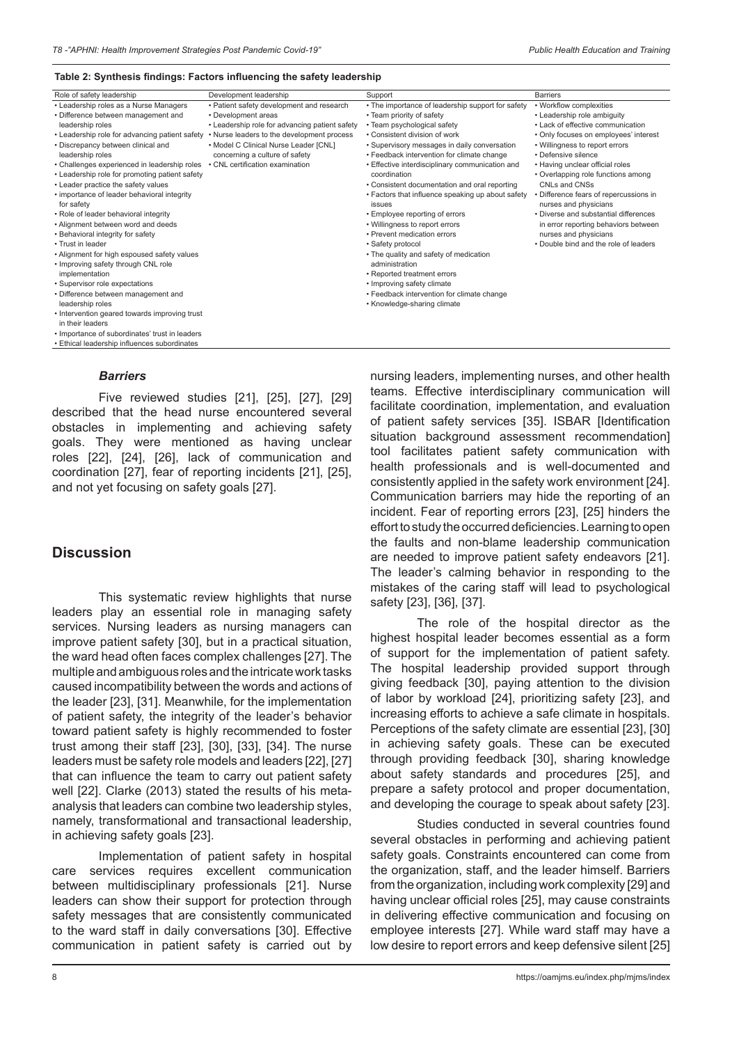**Table 2: Synthesis findings: Factors influencing the safety leadership**

| Role of safety leadership | Development leadership | Support | Barriers |
|---|---|---|---|
| • Leadership roles as a Nurse Managers<br>• Difference between management and leadership roles<br>• Leadership role for advancing patient safety<br>• Discrepancy between clinical and leadership roles<br>• Challenges experienced in leadership roles<br>• Leadership role for promoting patient safety<br>• Leader practice the safety values<br>• importance of leader behavioral integrity for safety<br>• Role of leader behavioral integrity<br>• Alignment between word and deeds<br>• Behavioral integrity for safety<br>• Trust in leader<br>• Alignment for high espoused safety values<br>• Improving safety through CNL role implementation<br>• Supervisor role expectations<br>• Difference between management and leadership roles<br>• Intervention geared towards improving trust in their leaders<br>• Importance of subordinates' trust in leaders<br>• Ethical leadership influences subordinates | • Patient safety development and research<br>• Development areas<br>• Leadership role for advancing patient safety<br>• Nurse leaders to the development process<br>• Model C Clinical Nurse Leader [CNL] concerning a culture of safety<br>• CNL certification examination | • The importance of leadership support for safety<br>• Team priority of safety<br>• Team psychological safety<br>• Consistent division of work<br>• Supervisory messages in daily conversation<br>• Feedback intervention for climate change<br>• Effective interdisciplinary communication and coordination<br>• Consistent documentation and oral reporting<br>• Factors that influence speaking up about safety issues<br>• Employee reporting of errors<br>• Willingness to report errors<br>• Prevent medication errors<br>• Safety protocol<br>• The quality and safety of medication administration<br>• Reported treatment errors<br>• Improving safety climate<br>• Feedback intervention for climate change<br>• Knowledge-sharing climate | • Workflow complexities<br>• Leadership role ambiguity<br>• Lack of effective communication<br>• Only focuses on employees' interest<br>• Willingness to report errors<br>• Defensive silence<br>• Having unclear official roles<br>• Overlapping role functions among CNLs and CNSs<br>• Difference fears of repercussions in nurses and physicians<br>• Diverse and substantial differences in error reporting behaviors between nurses and physicians<br>• Double bind and the role of leaders |

### *Barriers*

Five reviewed studies [21], [25], [27], [29] described that the head nurse encountered several obstacles in implementing and achieving safety goals. They were mentioned as having unclear roles [22], [24], [26], lack of communication and coordination [27], fear of reporting incidents [21], [25], and not yet focusing on safety goals [27].

## Discussion

This systematic review highlights that nurse leaders play an essential role in managing safety services. Nursing leaders as nursing managers can improve patient safety [30], but in a practical situation, the ward head often faces complex challenges [27]. The multiple and ambiguous roles and the intricate work tasks caused incompatibility between the words and actions of the leader [23], [31]. Meanwhile, for the implementation of patient safety, the integrity of the leader's behavior toward patient safety is highly recommended to foster trust among their staff [23], [30], [33], [34]. The nurse leaders must be safety role models and leaders [22], [27] that can influence the team to carry out patient safety well [22]. Clarke (2013) stated the results of his meta-analysis that leaders can combine two leadership styles, namely, transformational and transactional leadership, in achieving safety goals [23].

Implementation of patient safety in hospital care services requires excellent communication between multidisciplinary professionals [21]. Nurse leaders can show their support for protection through safety messages that are consistently communicated to the ward staff in daily conversations [30]. Effective communication in patient safety is carried out by nursing leaders, implementing nurses, and other health teams. Effective interdisciplinary communication will facilitate coordination, implementation, and evaluation of patient safety services [35]. ISBAR [Identification situation background assessment recommendation] tool facilitates patient safety communication with health professionals and is well-documented and consistently applied in the safety work environment [24]. Communication barriers may hide the reporting of an incident. Fear of reporting errors [23], [25] hinders the effort to study the occurred deficiencies. Learning to open the faults and non-blame leadership communication are needed to improve patient safety endeavors [21]. The leader's calming behavior in responding to the mistakes of the caring staff will lead to psychological safety [23], [36], [37].

The role of the hospital director as the highest hospital leader becomes essential as a form of support for the implementation of patient safety. The hospital leadership provided support through giving feedback [30], paying attention to the division of labor by workload [24], prioritizing safety [23], and increasing efforts to achieve a safe climate in hospitals. Perceptions of the safety climate are essential [23], [30] in achieving safety goals. These can be executed through providing feedback [30], sharing knowledge about safety standards and procedures [25], and prepare a safety protocol and proper documentation, and developing the courage to speak about safety [23].

Studies conducted in several countries found several obstacles in performing and achieving patient safety goals. Constraints encountered can come from the organization, staff, and the leader himself. Barriers from the organization, including work complexity [29] and having unclear official roles [25], may cause constraints in delivering effective communication and focusing on employee interests [27]. While ward staff may have a low desire to report errors and keep defensive silent [25]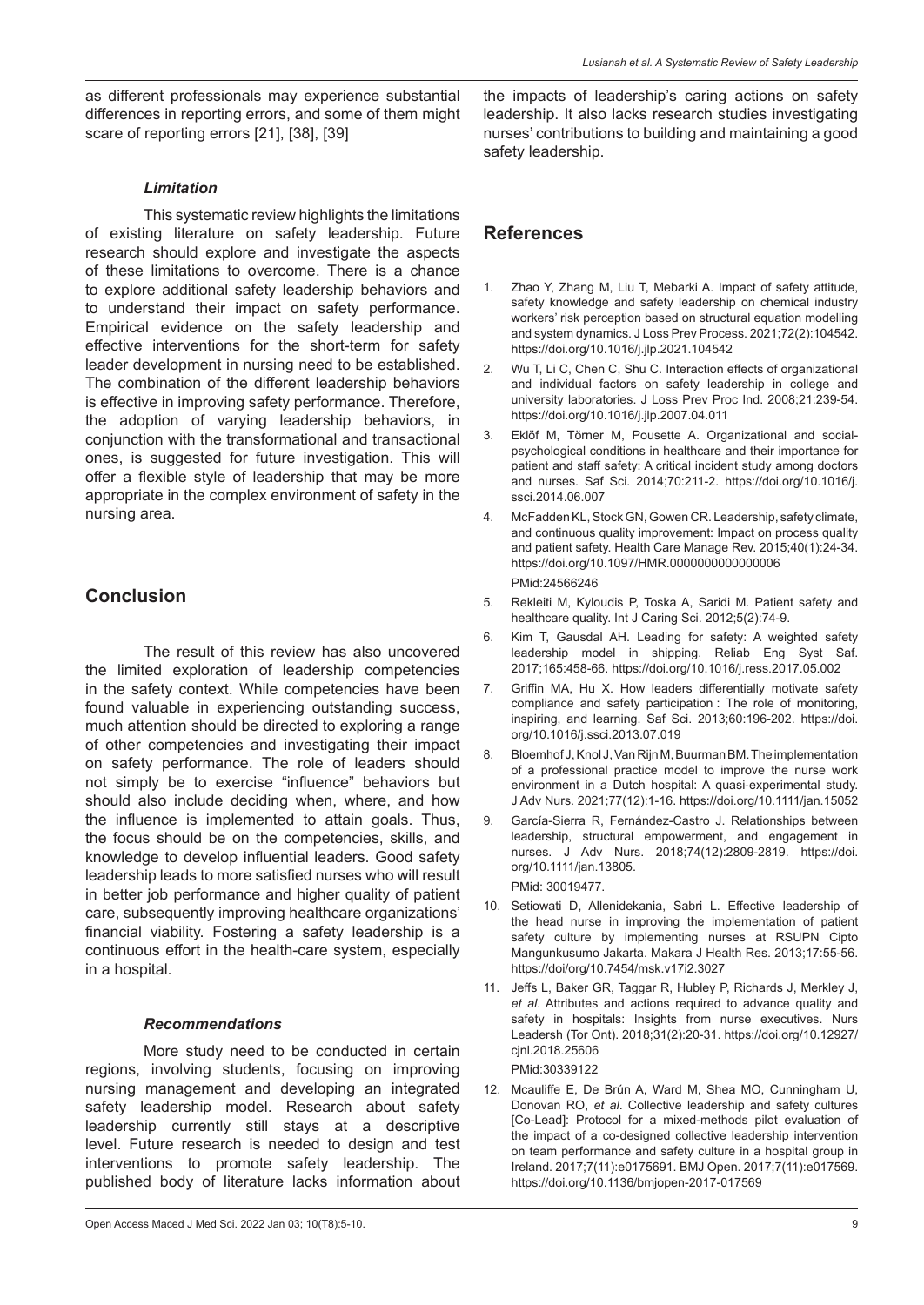as different professionals may experience substantial differences in reporting errors, and some of them might scare of reporting errors [21], [38], [39]

### *Limitation*

This systematic review highlights the limitations of existing literature on safety leadership. Future research should explore and investigate the aspects of these limitations to overcome. There is a chance to explore additional safety leadership behaviors and to understand their impact on safety performance. Empirical evidence on the safety leadership and effective interventions for the short-term for safety leader development in nursing need to be established. The combination of the different leadership behaviors is effective in improving safety performance. Therefore, the adoption of varying leadership behaviors, in conjunction with the transformational and transactional ones, is suggested for future investigation. This will offer a flexible style of leadership that may be more appropriate in the complex environment of safety in the nursing area.

## Conclusion

The result of this review has also uncovered the limited exploration of leadership competencies in the safety context. While competencies have been found valuable in experiencing outstanding success, much attention should be directed to exploring a range of other competencies and investigating their impact on safety performance. The role of leaders should not simply be to exercise "influence" behaviors but should also include deciding when, where, and how the influence is implemented to attain goals. Thus, the focus should be on the competencies, skills, and knowledge to develop influential leaders. Good safety leadership leads to more satisfied nurses who will result in better job performance and higher quality of patient care, subsequently improving healthcare organizations' financial viability. Fostering a safety leadership is a continuous effort in the health-care system, especially in a hospital.

### *Recommendations*

More study need to be conducted in certain regions, involving students, focusing on improving nursing management and developing an integrated safety leadership model. Research about safety leadership currently still stays at a descriptive level. Future research is needed to design and test interventions to promote safety leadership. The published body of literature lacks information about the impacts of leadership's caring actions on safety leadership. It also lacks research studies investigating nurses' contributions to building and maintaining a good safety leadership.

## References

1. Zhao Y, Zhang M, Liu T, Mebarki A. Impact of safety attitude, safety knowledge and safety leadership on chemical industry workers' risk perception based on structural equation modelling and system dynamics. J Loss Prev Process. 2021;72(2):104542. https://doi.org/10.1016/j.jlp.2021.104542
2. Wu T, Li C, Chen C, Shu C. Interaction effects of organizational and individual factors on safety leadership in college and university laboratories. J Loss Prev Proc Ind. 2008;21:239-54. https://doi.org/10.1016/j.jlp.2007.04.011
3. Eklöf M, Törner M, Pousette A. Organizational and social-psychological conditions in healthcare and their importance for patient and staff safety: A critical incident study among doctors and nurses. Saf Sci. 2014;70:211-2. https://doi.org/10.1016/j.ssci.2014.06.007
4. McFadden KL, Stock GN, Gowen CR. Leadership, safety climate, and continuous quality improvement: Impact on process quality and patient safety. Health Care Manage Rev. 2015;40(1):24-34. https://doi.org/10.1097/HMR.0000000000000006 PMid:24566246
5. Rekleiti M, Kyloudis P, Toska A, Saridi M. Patient safety and healthcare quality. Int J Caring Sci. 2012;5(2):74-9.
6. Kim T, Gausdal AH. Leading for safety: A weighted safety leadership model in shipping. Reliab Eng Syst Saf. 2017;165:458-66. https://doi.org/10.1016/j.ress.2017.05.002
7. Griffin MA, Hu X. How leaders differentially motivate safety compliance and safety participation : The role of monitoring, inspiring, and learning. Saf Sci. 2013;60:196-202. https://doi.org/10.1016/j.ssci.2013.07.019
8. Bloemhof J, Knol J, Van Rijn M, Buurman BM. The implementation of a professional practice model to improve the nurse work environment in a Dutch hospital: A quasi-experimental study. J Adv Nurs. 2021;77(12):1-16. https://doi.org/10.1111/jan.15052
9. García-Sierra R, Fernández-Castro J. Relationships between leadership, structural empowerment, and engagement in nurses. J Adv Nurs. 2018;74(12):2809-2819. https://doi.org/10.1111/jan.13805. PMid: 30019477.
10. Setiowati D, Allenidekania, Sabri L. Effective leadership of the head nurse in improving the implementation of patient safety culture by implementing nurses at RSUPN Cipto Mangunkusumo Jakarta. Makara J Health Res. 2013;17:55-56. https://doi/org/10.7454/msk.v17i2.3027
11. Jeffs L, Baker GR, Taggar R, Hubley P, Richards J, Merkley J, *et al*. Attributes and actions required to advance quality and safety in hospitals: Insights from nurse executives. Nurs Leadersh (Tor Ont). 2018;31(2):20-31. https://doi.org/10.12927/cjnl.2018.25606 PMid:30339122
12. Mcauliffe E, De Brún A, Ward M, Shea MO, Cunningham U, Donovan RO, *et al*. Collective leadership and safety cultures [Co-Lead]: Protocol for a mixed-methods pilot evaluation of the impact of a co-designed collective leadership intervention on team performance and safety culture in a hospital group in Ireland. 2017;7(11):e0175691. BMJ Open. 2017;7(11):e017569. https://doi.org/10.1136/bmjopen-2017-017569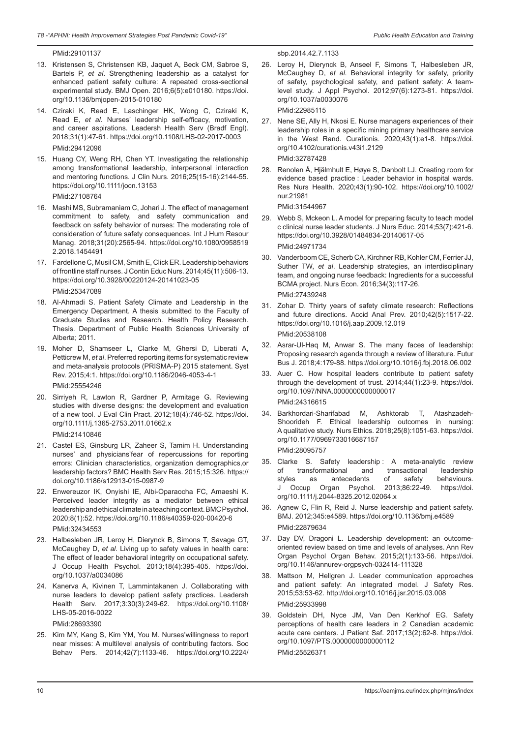PMid:29101137

13. Kristensen S, Christensen KB, Jaquet A, Beck CM, Sabroe S, Bartels P, *et al*. Strengthening leadership as a catalyst for enhanced patient safety culture: A repeated cross-sectional experimental study. BMJ Open. 2016;6(5):e010180. https://doi.org/10.1136/bmjopen-2015-010180

14. Cziraki K, Read E, Laschinger HK, Wong C, Cziraki K, Read E, *et al*. Nurses' leadership self-efficacy, motivation, and career aspirations. Leadersh Health Serv (Bradf Engl). 2018;31(1):47-61. https://doi.org/10.1108/LHS-02-2017-0003

    PMid:29412096

15. Huang CY, Weng RH, Chen YT. Investigating the relationship among transformational leadership, interpersonal interaction and mentoring functions. J Clin Nurs. 2016;25(15-16):2144-55. https://doi.org/10.1111/jocn.13153

    PMid:27108764

16. Mashi MS, Subramaniam C, Johari J. The effect of management commitment to safety, and safety communication and feedback on safety behavior of nurses: The moderating role of consideration of future safety consequences. Int J Hum Resour Manag. 2018;31(20):2565-94. https://doi.org/10.1080/09585192.2018.1454491

17. Fardellone C, Musil CM, Smith E, Click ER. Leadership behaviors of frontline staff nurses. J Contin Educ Nurs. 2014;45(11):506-13. https://doi.org/10.3928/00220124-20141023-05

    PMid:25347089

18. Al-Ahmadi S. Patient Safety Climate and Leadership in the Emergency Department. A thesis submitted to the Faculty of Graduate Studies and Research. Health Policy Research. Thesis. Department of Public Health Sciences University of Alberta; 2011.

19. Moher D, Shamseer L, Clarke M, Ghersi D, Liberati A, Petticrew M, *et al*. Preferred reporting items for systematic review and meta-analysis protocols (PRISMA-P) 2015 statement. Syst Rev. 2015;4:1. https://doi.org/10.1186/2046-4053-4-1

    PMid:25554246

20. Sirriyeh R, Lawton R, Gardner P, Armitage G. Reviewing studies with diverse designs: the development and evaluation of a new tool. J Eval Clin Pract. 2012;18(4):746-52. https://doi.org/10.1111/j.1365-2753.2011.01662.x

    PMid:21410846

21. Castel ES, Ginsburg LR, Zaheer S, Tamim H. Understanding nurses' and physicians'fear of repercussions for reporting errors: Clinician characteristics, organization demographics,or leadership factors? BMC Health Serv Res. 2015;15:326. https://doi.org/10.1186/s12913-015-0987-9

22. Enwereuzor IK, Onyishi IE, Albi-Oparaocha FC, Amaeshi K. Perceived leader integrity as a mediator between ethical leadership and ethical climate in a teaching context. BMC Psychol. 2020;8(1):52. https://doi.org/10.1186/s40359-020-00420-6

    PMid:32434553

23. Halbesleben JR, Leroy H, Dierynck B, Simons T, Savage GT, McCaughey D, *et al*. Living up to safety values in health care: The effect of leader behavioral integrity on occupational safety. J Occup Health Psychol. 2013;18(4):395-405. https://doi.org/10.1037/a0034086

24. Kanerva A, Kivinen T, Lammintakanen J. Collaborating with nurse leaders to develop patient safety practices. Leadersh Health Serv. 2017;3:30(3):249-62. https://doi.org/10.1108/LHS-05-2016-0022

    PMid:28693390

25. Kim MY, Kang S, Kim YM, You M. Nurses'willingness to report near misses: A multilevel analysis of contributing factors. Soc Behav Pers. 2014;42(7):1133-46. https://doi.org/10.2224/sbp.2014.42.7.1133

26. Leroy H, Dierynck B, Anseel F, Simons T, Halbesleben JR, McCaughey D, *et al*. Behavioral integrity for safety, priority of safety, psychological safety, and patient safety: A team-level study. J Appl Psychol. 2012;97(6):1273-81. https://doi.org/10.1037/a0030076

    PMid:22985115

27. Nene SE, Ally H, Nkosi E. Nurse managers experiences of their leadership roles in a specific mining primary healthcare service in the West Rand. Curationis. 2020;43(1):e1-8. https://doi.org/10.4102/curationis.v43i1.2129

    PMid:32787428

28. Renolen Å, Hjälmhult E, Høye S, Danbolt LJ. Creating room for evidence based practice : Leader behavior in hospital wards. Res Nurs Health. 2020;43(1):90-102. https://doi.org/10.1002/nur.21981

    PMid:31544967

29. Webb S, Mckeon L. A model for preparing faculty to teach model c clinical nurse leader students. J Nurs Educ. 2014;53(7):421-6. https://doi.org/10.3928/01484834-20140617-05

    PMid:24971734

30. Vanderboom CE, Scherb CA, Kirchner RB, Kohler CM, Ferrier JJ, Suther TW, *et al*. Leadership strategies, an interdisciplinary team, and ongoing nurse feedback: Ingredients for a successful BCMA project. Nurs Econ. 2016;34(3):117-26.

    PMid:27439248

31. Zohar D. Thirty years of safety climate research: Reflections and future directions. Accid Anal Prev. 2010;42(5):1517-22. https://doi.org/10.1016/j.aap.2009.12.019

    PMid:20538108

32. Asrar-Ul-Haq M, Anwar S. The many faces of leadership: Proposing research agenda through a review of literature. Futur Bus J. 2018;4:179-88. https://doi.org/10.1016/j.fbj.2018.06.002

33. Auer C. How hospital leaders contribute to patient safety through the development of trust. 2014;44(1):23-9. https://doi.org/10.1097/NNA.0000000000000017

    PMid:24316615

34. Barkhordari-Sharifabad M, Ashktorab T, Atashzadeh-Shoorideh F. Ethical leadership outcomes in nursing: A qualitative study. Nurs Ethics. 2018;25(8):1051-63. https://doi.org/10.1177/0969733016687157

    PMid:28095757

35. Clarke S. Safety leadership : A meta-analytic review of transformational and transactional leadership styles as antecedents of safety behaviours. J Occup Organ Psychol. 2013;86:22-49. https://doi.org/10.1111/j.2044-8325.2012.02064.x

36. Agnew C, Flin R, Reid J. Nurse leadership and patient safety. BMJ. 2012;345:e4589. https://doi.org/10.1136/bmj.e4589

    PMid:22879634

37. Day DV, Dragoni L. Leadership development: an outcome-oriented review based on time and levels of analyses. Ann Rev Organ Psychol Organ Behav. 2015;2(1):133-56. https://doi.org/10.1146/annurev-orgpsych-032414-111328

38. Mattson M, Hellgren J. Leader communication approaches and patient safety: An integrated model. J Safety Res. 2015;53:53-62. http://doi.org/10.1016/j.jsr.2015.03.008

    PMid:25933998

39. Goldstein DH, Nyce JM, Van Den Kerkhof EG. Safety perceptions of health care leaders in 2 Canadian academic acute care centers. J Patient Saf. 2017;13(2):62-8. https://doi.org/10.1097/PTS.0000000000000112

    PMid:25526371